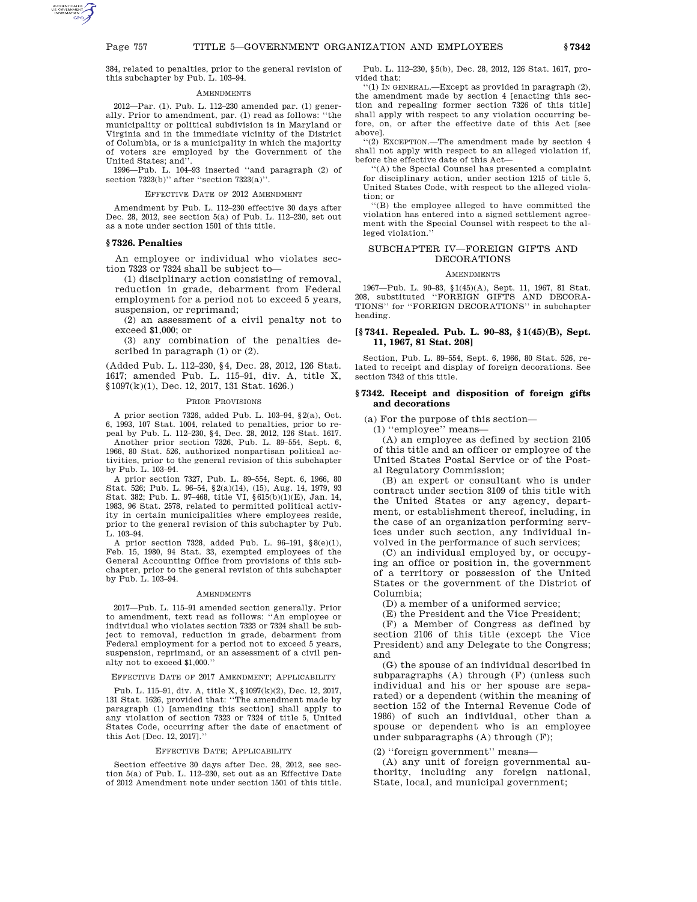384, related to penalties, prior to the general revision of this subchapter by Pub. L. 103–94.

AMENDMENTS

2012—Par. (1). Pub. L. 112–230 amended par. (1) generally. Prior to amendment, par. (1) read as follows: ''the municipality or political subdivision is in Maryland or Virginia and in the immediate vicinity of the District of Columbia, or is a municipality in which the majority of voters are employed by the Government of the United States; and''.

1996—Pub. L. 104–93 inserted ''and paragraph (2) of section 7323(b)'' after ''section 7323(a)''.

EFFECTIVE DATE OF 2012 AMENDMENT

Amendment by Pub. L. 112–230 effective 30 days after Dec. 28, 2012, see section 5(a) of Pub. L. 112–230, set out as a note under section 1501 of this title.

### § 7326. Penalties

An employee or individual who violates section 7323 or 7324 shall be subject to—

(1) disciplinary action consisting of removal, reduction in grade, debarment from Federal employment for a period not to exceed 5 years, suspension, or reprimand;

(2) an assessment of a civil penalty not to exceed $1,000; or

(3) any combination of the penalties described in paragraph (1) or (2).

(Added Pub. L. 112–230, § 4, Dec. 28, 2012, 126 Stat. 1617; amended Pub. L. 115–91, div. A, title X, § 1097(k)(1), Dec. 12, 2017, 131 Stat. 1626.)

PRIOR PROVISIONS

A prior section 7326, added Pub. L. 103–94, § 2(a), Oct. 6, 1993, 107 Stat. 1004, related to penalties, prior to repeal by Pub. L. 112–230, § 4, Dec. 28, 2012, 126 Stat. 1617.

Another prior section 7326, Pub. L. 89–554, Sept. 6, 1966, 80 Stat. 526, authorized nonpartisan political activities, prior to the general revision of this subchapter by Pub. L. 103–94.

A prior section 7327, Pub. L. 89–554, Sept. 6, 1966, 80 Stat. 526; Pub. L. 96–54, § 2(a)(14), (15), Aug. 14, 1979, 93 Stat. 382; Pub. L. 97–468, title VI, § 615(b)(1)(E), Jan. 14, 1983, 96 Stat. 2578, related to permitted political activity in certain municipalities where employees reside, prior to the general revision of this subchapter by Pub. L. 103–94.

A prior section 7328, added Pub. L. 96–191, § 8(e)(1), Feb. 15, 1980, 94 Stat. 33, exempted employees of the General Accounting Office from provisions of this subchapter, prior to the general revision of this subchapter by Pub. L. 103–94.

AMENDMENTS

2017—Pub. L. 115–91 amended section generally. Prior to amendment, text read as follows: ''An employee or individual who violates section 7323 or 7324 shall be subject to removal, reduction in grade, debarment from Federal employment for a period not to exceed 5 years, suspension, reprimand, or an assessment of a civil penalty not to exceed $1,000.''

EFFECTIVE DATE OF 2017 AMENDMENT; APPLICABILITY

Pub. L. 115–91, div. A, title X, § 1097(k)(2), Dec. 12, 2017, 131 Stat. 1626, provided that: ''The amendment made by paragraph (1) [amending this section] shall apply to any violation of section 7323 or 7324 of title 5, United States Code, occurring after the date of enactment of this Act [Dec. 12, 2017].''

EFFECTIVE DATE; APPLICABILITY

Section effective 30 days after Dec. 28, 2012, see section 5(a) of Pub. L. 112–230, set out as an Effective Date of 2012 Amendment note under section 1501 of this title.

Pub. L. 112–230, § 5(b), Dec. 28, 2012, 126 Stat. 1617, provided that:

''(1) IN GENERAL.—Except as provided in paragraph (2), the amendment made by section 4 [enacting this section and repealing former section 7326 of this title] shall apply with respect to any violation occurring before, on, or after the effective date of this Act [see above].

''(2) EXCEPTION.—The amendment made by section 4 shall not apply with respect to an alleged violation if, before the effective date of this Act—

''(A) the Special Counsel has presented a complaint for disciplinary action, under section 1215 of title 5, United States Code, with respect to the alleged violation; or

''(B) the employee alleged to have committed the violation has entered into a signed settlement agreement with the Special Counsel with respect to the alleged violation.''

## SUBCHAPTER IV—FOREIGN GIFTS AND DECORATIONS

AMENDMENTS

1967—Pub. L. 90–83, § 1(45)(A), Sept. 11, 1967, 81 Stat. 208, substituted ''FOREIGN GIFTS AND DECORATIONS'' for ''FOREIGN DECORATIONS'' in subchapter heading.

### [§ 7341. Repealed. Pub. L. 90–83, § 1(45)(B), Sept. 11, 1967, 81 Stat. 208]

Section, Pub. L. 89–554, Sept. 6, 1966, 80 Stat. 526, related to receipt and display of foreign decorations. See section 7342 of this title.

### § 7342. Receipt and disposition of foreign gifts and decorations

(a) For the purpose of this section—

(1) ''employee'' means—

(A) an employee as defined by section 2105 of this title and an officer or employee of the United States Postal Service or of the Postal Regulatory Commission;

(B) an expert or consultant who is under contract under section 3109 of this title with the United States or any agency, department, or establishment thereof, including, in the case of an organization performing services under such section, any individual involved in the performance of such services;

(C) an individual employed by, or occupying an office or position in, the government of a territory or possession of the United States or the government of the District of Columbia;

(D) a member of a uniformed service;

(E) the President and the Vice President;

(F) a Member of Congress as defined by section 2106 of this title (except the Vice President) and any Delegate to the Congress; and

(G) the spouse of an individual described in subparagraphs (A) through (F) (unless such individual and his or her spouse are separated) or a dependent (within the meaning of section 152 of the Internal Revenue Code of 1986) of such an individual, other than a spouse or dependent who is an employee under subparagraphs (A) through (F);

(2) ''foreign government'' means—

(A) any unit of foreign governmental authority, including any foreign national, State, local, and municipal government;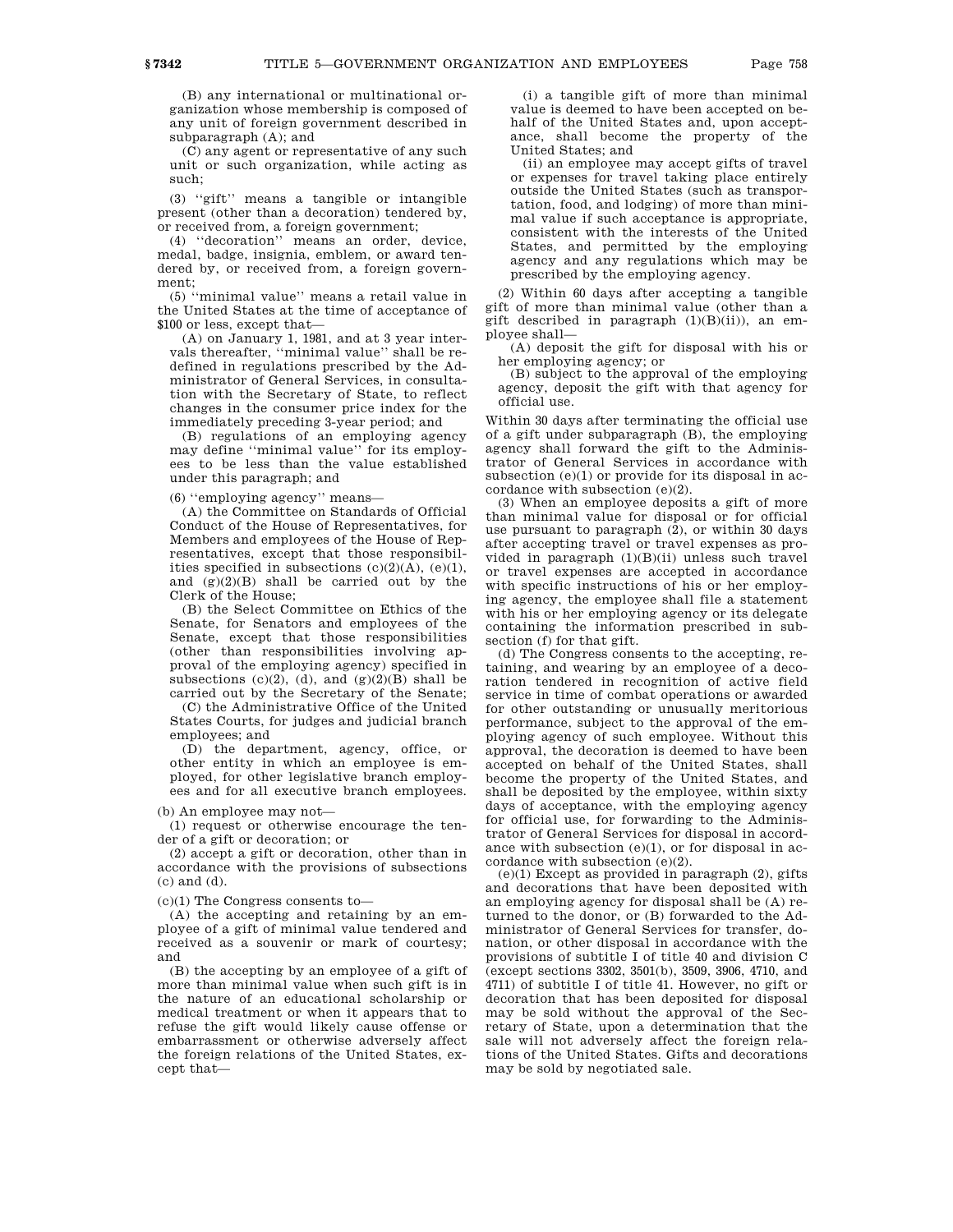(B) any international or multinational organization whose membership is composed of any unit of foreign government described in subparagraph (A); and

(C) any agent or representative of any such unit or such organization, while acting as such;

(3) "gift" means a tangible or intangible present (other than a decoration) tendered by, or received from, a foreign government;

(4) "decoration" means an order, device, medal, badge, insignia, emblem, or award tendered by, or received from, a foreign government;

(5) "minimal value" means a retail value in the United States at the time of acceptance of $100 or less, except that—

(A) on January 1, 1981, and at 3 year intervals thereafter, "minimal value" shall be redefined in regulations prescribed by the Administrator of General Services, in consultation with the Secretary of State, to reflect changes in the consumer price index for the immediately preceding 3-year period; and

(B) regulations of an employing agency may define "minimal value" for its employees to be less than the value established under this paragraph; and

(6) "employing agency" means—

(A) the Committee on Standards of Official Conduct of the House of Representatives, for Members and employees of the House of Representatives, except that those responsibilities specified in subsections (c)(2)(A), (e)(1), and (g)(2)(B) shall be carried out by the Clerk of the House;

(B) the Select Committee on Ethics of the Senate, for Senators and employees of the Senate, except that those responsibilities (other than responsibilities involving approval of the employing agency) specified in subsections (c)(2), (d), and (g)(2)(B) shall be carried out by the Secretary of the Senate;

(C) the Administrative Office of the United States Courts, for judges and judicial branch employees; and

(D) the department, agency, office, or other entity in which an employee is employed, for other legislative branch employees and for all executive branch employees.

(b) An employee may not—

(1) request or otherwise encourage the tender of a gift or decoration; or

(2) accept a gift or decoration, other than in accordance with the provisions of subsections (c) and (d).

(c)(1) The Congress consents to—

(A) the accepting and retaining by an employee of a gift of minimal value tendered and received as a souvenir or mark of courtesy; and

(B) the accepting by an employee of a gift of more than minimal value when such gift is in the nature of an educational scholarship or medical treatment or when it appears that to refuse the gift would likely cause offense or embarrassment or otherwise adversely affect the foreign relations of the United States, except that—

(i) a tangible gift of more than minimal value is deemed to have been accepted on behalf of the United States and, upon acceptance, shall become the property of the United States; and

(ii) an employee may accept gifts of travel or expenses for travel taking place entirely outside the United States (such as transportation, food, and lodging) of more than minimal value if such acceptance is appropriate, consistent with the interests of the United States, and permitted by the employing agency and any regulations which may be prescribed by the employing agency.

(2) Within 60 days after accepting a tangible gift of more than minimal value (other than a gift described in paragraph (1)(B)(ii)), an employee shall—

(A) deposit the gift for disposal with his or her employing agency; or

(B) subject to the approval of the employing agency, deposit the gift with that agency for official use.

Within 30 days after terminating the official use of a gift under subparagraph (B), the employing agency shall forward the gift to the Administrator of General Services in accordance with subsection (e)(1) or provide for its disposal in accordance with subsection (e)(2).

(3) When an employee deposits a gift of more than minimal value for disposal or for official use pursuant to paragraph (2), or within 30 days after accepting travel or travel expenses as provided in paragraph (1)(B)(ii) unless such travel or travel expenses are accepted in accordance with specific instructions of his or her employing agency, the employee shall file a statement with his or her employing agency or its delegate containing the information prescribed in subsection (f) for that gift.

(d) The Congress consents to the accepting, retaining, and wearing by an employee of a decoration tendered in recognition of active field service in time of combat operations or awarded for other outstanding or unusually meritorious performance, subject to the approval of the employing agency of such employee. Without this approval, the decoration is deemed to have been accepted on behalf of the United States, shall become the property of the United States, and shall be deposited by the employee, within sixty days of acceptance, with the employing agency for official use, for forwarding to the Administrator of General Services for disposal in accordance with subsection (e)(1), or for disposal in accordance with subsection (e)(2).

(e)(1) Except as provided in paragraph (2), gifts and decorations that have been deposited with an employing agency for disposal shall be (A) returned to the donor, or (B) forwarded to the Administrator of General Services for transfer, donation, or other disposal in accordance with the provisions of subtitle I of title 40 and division C (except sections 3302, 3501(b), 3509, 3906, 4710, and 4711) of subtitle I of title 41. However, no gift or decoration that has been deposited for disposal may be sold without the approval of the Secretary of State, upon a determination that the sale will not adversely affect the foreign relations of the United States. Gifts and decorations may be sold by negotiated sale.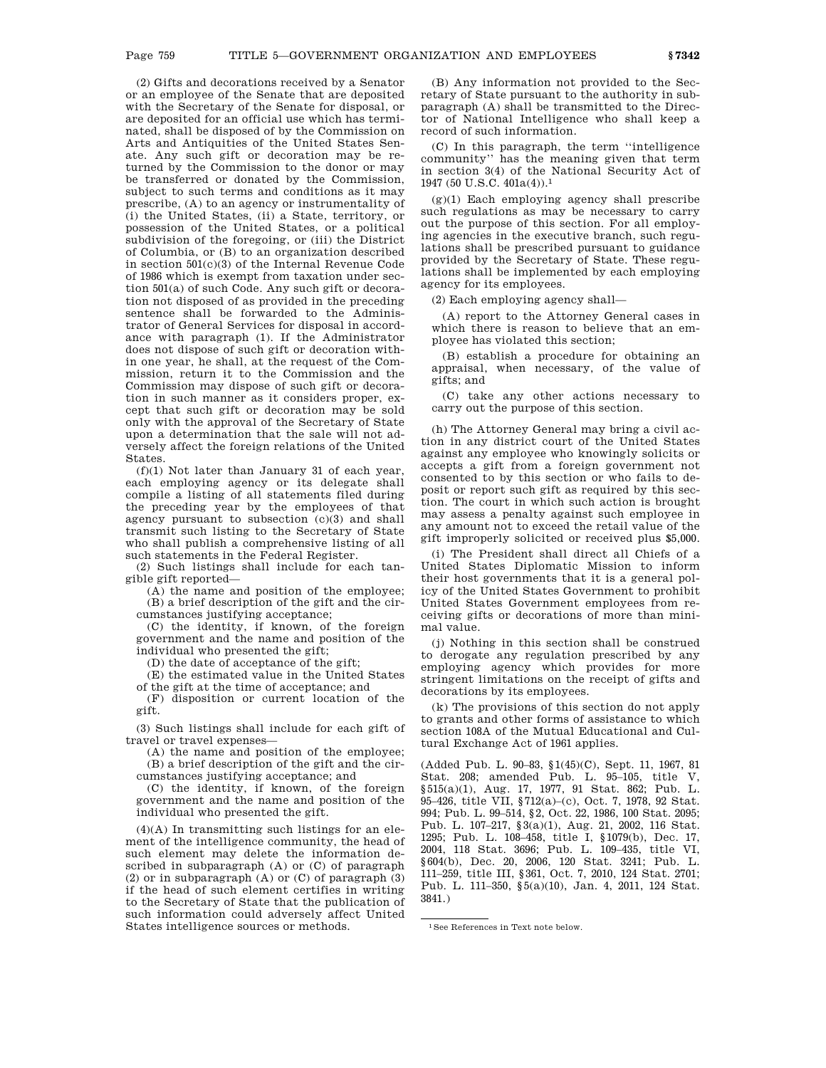(2) Gifts and decorations received by a Senator or an employee of the Senate that are deposited with the Secretary of the Senate for disposal, or are deposited for an official use which has terminated, shall be disposed of by the Commission on Arts and Antiquities of the United States Senate. Any such gift or decoration may be returned by the Commission to the donor or may be transferred or donated by the Commission, subject to such terms and conditions as it may prescribe, (A) to an agency or instrumentality of (i) the United States, (ii) a State, territory, or possession of the United States, or a political subdivision of the foregoing, or (iii) the District of Columbia, or (B) to an organization described in section 501(c)(3) of the Internal Revenue Code of 1986 which is exempt from taxation under section 501(a) of such Code. Any such gift or decoration not disposed of as provided in the preceding sentence shall be forwarded to the Administrator of General Services for disposal in accordance with paragraph (1). If the Administrator does not dispose of such gift or decoration within one year, he shall, at the request of the Commission, return it to the Commission and the Commission may dispose of such gift or decoration in such manner as it considers proper, except that such gift or decoration may be sold only with the approval of the Secretary of State upon a determination that the sale will not adversely affect the foreign relations of the United States.

(f)(1) Not later than January 31 of each year, each employing agency or its delegate shall compile a listing of all statements filed during the preceding year by the employees of that agency pursuant to subsection (c)(3) and shall transmit such listing to the Secretary of State who shall publish a comprehensive listing of all such statements in the Federal Register.

(2) Such listings shall include for each tangible gift reported—

(A) the name and position of the employee;

(B) a brief description of the gift and the circumstances justifying acceptance;

(C) the identity, if known, of the foreign government and the name and position of the individual who presented the gift;

(D) the date of acceptance of the gift;

(E) the estimated value in the United States of the gift at the time of acceptance; and

(F) disposition or current location of the gift.

(3) Such listings shall include for each gift of travel or travel expenses—

(A) the name and position of the employee;

(B) a brief description of the gift and the circumstances justifying acceptance; and

(C) the identity, if known, of the foreign government and the name and position of the individual who presented the gift.

(4)(A) In transmitting such listings for an element of the intelligence community, the head of such element may delete the information described in subparagraph (A) or (C) of paragraph (2) or in subparagraph (A) or (C) of paragraph (3) if the head of such element certifies in writing to the Secretary of State that the publication of such information could adversely affect United States intelligence sources or methods.

(B) Any information not provided to the Secretary of State pursuant to the authority in subparagraph (A) shall be transmitted to the Director of National Intelligence who shall keep a record of such information.

(C) In this paragraph, the term ''intelligence community'' has the meaning given that term in section 3(4) of the National Security Act of 1947 (50 U.S.C. 401a(4)).[1]

(g)(1) Each employing agency shall prescribe such regulations as may be necessary to carry out the purpose of this section. For all employing agencies in the executive branch, such regulations shall be prescribed pursuant to guidance provided by the Secretary of State. These regulations shall be implemented by each employing agency for its employees.

(2) Each employing agency shall—

(A) report to the Attorney General cases in which there is reason to believe that an employee has violated this section;

(B) establish a procedure for obtaining an appraisal, when necessary, of the value of gifts; and

(C) take any other actions necessary to carry out the purpose of this section.

(h) The Attorney General may bring a civil action in any district court of the United States against any employee who knowingly solicits or accepts a gift from a foreign government not consented to by this section or who fails to deposit or report such gift as required by this section. The court in which such action is brought may assess a penalty against such employee in any amount not to exceed the retail value of the gift improperly solicited or received plus $5,000.

(i) The President shall direct all Chiefs of a United States Diplomatic Mission to inform their host governments that it is a general policy of the United States Government to prohibit United States Government employees from receiving gifts or decorations of more than minimal value.

(j) Nothing in this section shall be construed to derogate any regulation prescribed by any employing agency which provides for more stringent limitations on the receipt of gifts and decorations by its employees.

(k) The provisions of this section do not apply to grants and other forms of assistance to which section 108A of the Mutual Educational and Cultural Exchange Act of 1961 applies.

(Added Pub. L. 90–83, §1(45)(C), Sept. 11, 1967, 81 Stat. 208; amended Pub. L. 95–105, title V, §515(a)(1), Aug. 17, 1977, 91 Stat. 862; Pub. L. 95–426, title VII, §712(a)–(c), Oct. 7, 1978, 92 Stat. 994; Pub. L. 99–514, §2, Oct. 22, 1986, 100 Stat. 2095; Pub. L. 107–217, §3(a)(1), Aug. 21, 2002, 116 Stat. 1295; Pub. L. 108–458, title I, §1079(b), Dec. 17, 2004, 118 Stat. 3696; Pub. L. 109–435, title VI, §604(b), Dec. 20, 2006, 120 Stat. 3241; Pub. L. 111–259, title III, §361, Oct. 7, 2010, 124 Stat. 2701; Pub. L. 111–350, §5(a)(10), Jan. 4, 2011, 124 Stat. 3841.)

[1] See References in Text note below.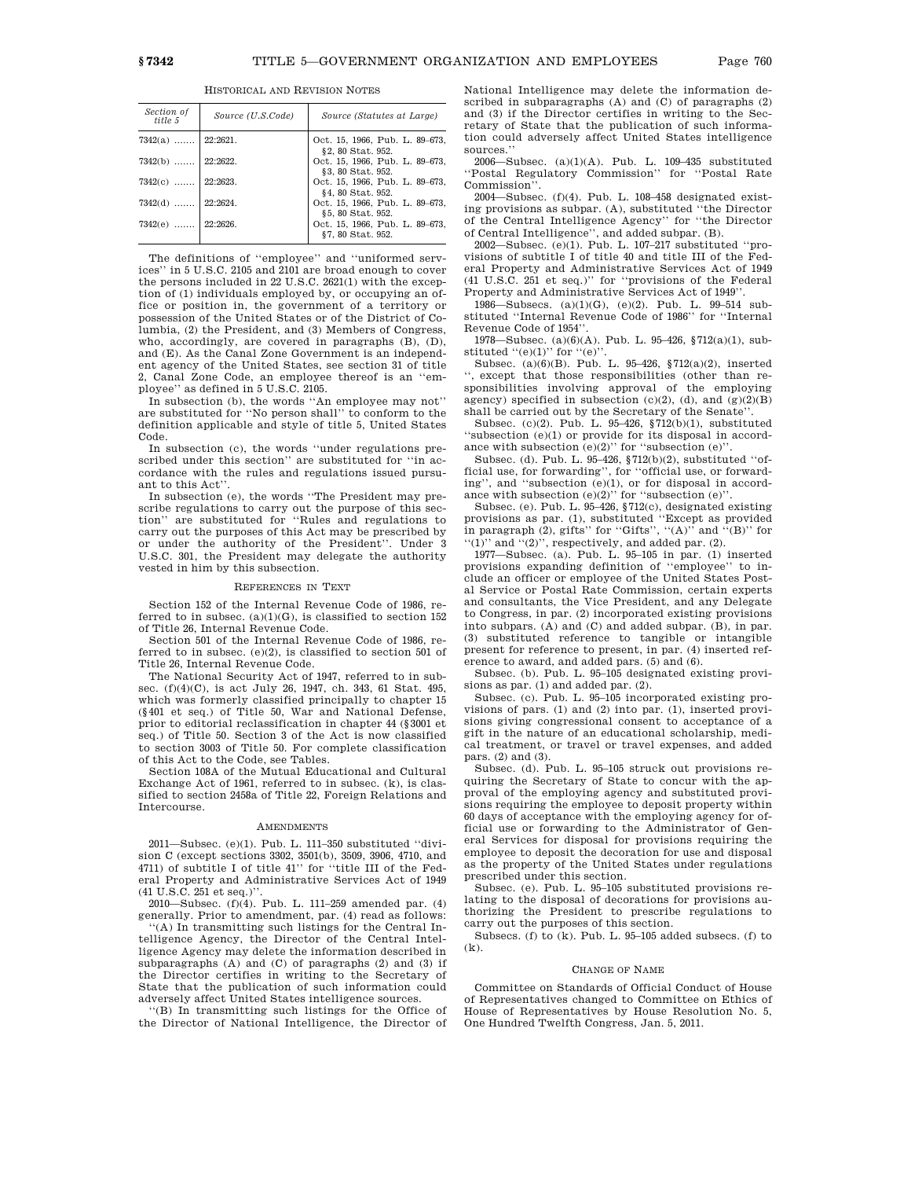HISTORICAL AND REVISION NOTES

| Section of title 5 | Source (U.S.Code) | Source (Statutes at Large) |
| --- | --- | --- |
| 7342(a) ....... | 22:2621. | Oct. 15, 1966, Pub. L. 89–673, §2, 80 Stat. 952. |
| 7342(b) ....... | 22:2622. | Oct. 15, 1966, Pub. L. 89–673, §3, 80 Stat. 952. |
| 7342(c) ....... | 22:2623. | Oct. 15, 1966, Pub. L. 89–673, §4, 80 Stat. 952. |
| 7342(d) ....... | 22:2624. | Oct. 15, 1966, Pub. L. 89–673, §5, 80 Stat. 952. |
| 7342(e) ....... | 22:2626. | Oct. 15, 1966, Pub. L. 89–673, §7, 80 Stat. 952. |

The definitions of "employee" and "uniformed services" in 5 U.S.C. 2105 and 2101 are broad enough to cover the persons included in 22 U.S.C. 2621(1) with the exception of (1) individuals employed by, or occupying an office or position in, the government of a territory or possession of the United States or of the District of Columbia, (2) the President, and (3) Members of Congress, who, accordingly, are covered in paragraphs (B), (D), and (E). As the Canal Zone Government is an independent agency of the United States, see section 31 of title 2, Canal Zone Code, an employee thereof is an "employee" as defined in 5 U.S.C. 2105.

In subsection (b), the words "An employee may not" are substituted for "No person shall" to conform to the definition applicable and style of title 5, United States Code.

In subsection (c), the words "under regulations prescribed under this section" are substituted for "in accordance with the rules and regulations issued pursuant to this Act".

In subsection (e), the words "The President may prescribe regulations to carry out the purpose of this section" are substituted for "Rules and regulations to carry out the purposes of this Act may be prescribed by or under the authority of the President". Under 3 U.S.C. 301, the President may delegate the authority vested in him by this subsection.

REFERENCES IN TEXT

Section 152 of the Internal Revenue Code of 1986, referred to in subsec. (a)(1)(G), is classified to section 152 of Title 26, Internal Revenue Code.

Section 501 of the Internal Revenue Code of 1986, referred to in subsec. (e)(2), is classified to section 501 of Title 26, Internal Revenue Code.

The National Security Act of 1947, referred to in subsec. (f)(4)(C), is act July 26, 1947, ch. 343, 61 Stat. 495, which was formerly classified principally to chapter 15 (§401 et seq.) of Title 50, War and National Defense, prior to editorial reclassification in chapter 44 (§3001 et seq.) of Title 50. Section 3 of the Act is now classified to section 3003 of Title 50. For complete classification of this Act to the Code, see Tables.

Section 108A of the Mutual Educational and Cultural Exchange Act of 1961, referred to in subsec. (k), is classified to section 2458a of Title 22, Foreign Relations and Intercourse.

AMENDMENTS

2011—Subsec. (e)(1). Pub. L. 111–350 substituted "division C (except sections 3302, 3501(b), 3509, 3906, 4710, and 4711) of subtitle I of title 41" for "title III of the Federal Property and Administrative Services Act of 1949 (41 U.S.C. 251 et seq.)".

2010—Subsec. (f)(4). Pub. L. 111–259 amended par. (4) generally. Prior to amendment, par. (4) read as follows:

"(A) In transmitting such listings for the Central Intelligence Agency, the Director of the Central Intelligence Agency may delete the information described in subparagraphs (A) and (C) of paragraphs (2) and (3) if the Director certifies in writing to the Secretary of State that the publication of such information could adversely affect United States intelligence sources.

"(B) In transmitting such listings for the Office of the Director of National Intelligence, the Director of National Intelligence may delete the information described in subparagraphs (A) and (C) of paragraphs (2) and (3) if the Director certifies in writing to the Secretary of State that the publication of such information could adversely affect United States intelligence sources."

2006—Subsec. (a)(1)(A). Pub. L. 109–435 substituted "Postal Regulatory Commission" for "Postal Rate Commission".

2004—Subsec. (f)(4). Pub. L. 108–458 designated existing provisions as subpar. (A), substituted "the Director of the Central Intelligence Agency" for "the Director of Central Intelligence", and added subpar. (B).

2002—Subsec. (e)(1). Pub. L. 107–217 substituted "provisions of subtitle I of title 40 and title III of the Federal Property and Administrative Services Act of 1949 (41 U.S.C. 251 et seq.)" for "provisions of the Federal Property and Administrative Services Act of 1949".

1986—Subsecs. (a)(1)(G), (e)(2). Pub. L. 99–514 substituted "Internal Revenue Code of 1986" for "Internal Revenue Code of 1954".

1978—Subsec. (a)(6)(A). Pub. L. 95–426, §712(a)(1), substituted "(e)(1)" for "(e)".

Subsec. (a)(6)(B). Pub. L. 95–426, §712(a)(2), inserted ", except that those responsibilities (other than responsibilities involving approval of the employing agency) specified in subsection (c)(2), (d), and (g)(2)(B) shall be carried out by the Secretary of the Senate".

Subsec. (c)(2). Pub. L. 95–426, §712(b)(1), substituted "subsection (e)(1) or provide for its disposal in accordance with subsection (e)(2)" for "subsection (e)".

Subsec. (d). Pub. L. 95–426, §712(b)(2), substituted "official use, for forwarding", for "official use, or forwarding", and "subsection (e)(1), or for disposal in accordance with subsection (e)(2)" for "subsection (e)".

Subsec. (e). Pub. L. 95–426, §712(c), designated existing provisions as par. (1), substituted "Except as provided in paragraph (2), gifts" for "Gifts", "(A)" and "(B)" for "(1)" and "(2)", respectively, and added par. (2).

1977—Subsec. (a). Pub. L. 95–105 in par. (1) inserted provisions expanding definition of "employee" to include an officer or employee of the United States Postal Service or Postal Rate Commission, certain experts and consultants, the Vice President, and any Delegate to Congress, in par. (2) incorporated existing provisions into subpars. (A) and (C) and added subpar. (B), in par. (3) substituted reference to tangible or intangible present for reference to present, in par. (4) inserted reference to award, and added pars. (5) and (6).

Subsec. (b). Pub. L. 95–105 designated existing provisions as par. (1) and added par. (2).

Subsec. (c). Pub. L. 95–105 incorporated existing provisions of pars. (1) and (2) into par. (1), inserted provisions giving congressional consent to acceptance of a gift in the nature of an educational scholarship, medical treatment, or travel or travel expenses, and added pars. (2) and (3).

Subsec. (d). Pub. L. 95–105 struck out provisions requiring the Secretary of State to concur with the approval of the employing agency and substituted provisions requiring the employee to deposit property within 60 days of acceptance with the employing agency for official use or forwarding to the Administrator of General Services for disposal for provisions requiring the employee to deposit the decoration for use and disposal as the property of the United States under regulations prescribed under this section.

Subsec. (e). Pub. L. 95–105 substituted provisions relating to the disposal of decorations for provisions authorizing the President to prescribe regulations to carry out the purposes of this section.

Subsecs. (f) to (k). Pub. L. 95–105 added subsecs. (f) to (k).

CHANGE OF NAME

Committee on Standards of Official Conduct of House of Representatives changed to Committee on Ethics of House of Representatives by House Resolution No. 5, One Hundred Twelfth Congress, Jan. 5, 2011.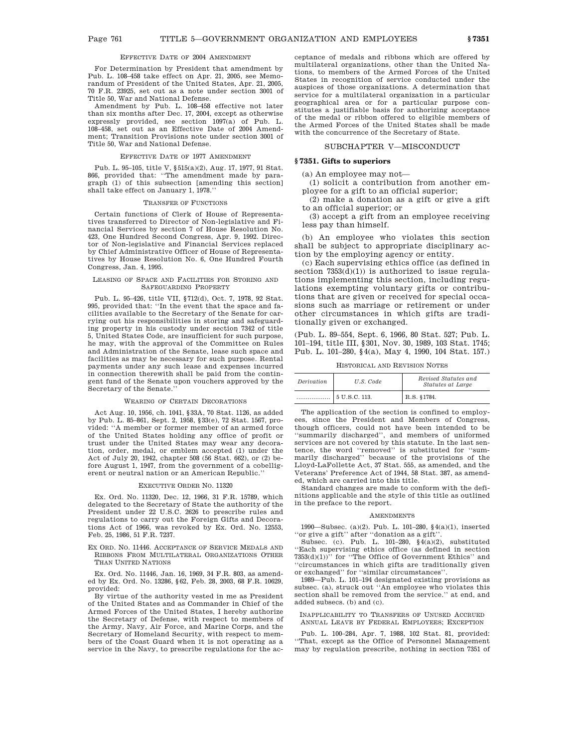EFFECTIVE DATE OF 2004 AMENDMENT

For Determination by President that amendment by Pub. L. 108–458 take effect on Apr. 21, 2005, see Memorandum of President of the United States, Apr. 21, 2005, 70 F.R. 23925, set out as a note under section 3001 of Title 50, War and National Defense.

Amendment by Pub. L. 108–458 effective not later than six months after Dec. 17, 2004, except as otherwise expressly provided, see section 1097(a) of Pub. L. 108–458, set out as an Effective Date of 2004 Amendment; Transition Provisions note under section 3001 of Title 50, War and National Defense.

EFFECTIVE DATE OF 1977 AMENDMENT

Pub. L. 95–105, title V, §515(a)(2), Aug. 17, 1977, 91 Stat. 866, provided that: ''The amendment made by paragraph (1) of this subsection [amending this section] shall take effect on January 1, 1978.''

TRANSFER OF FUNCTIONS

Certain functions of Clerk of House of Representatives transferred to Director of Non-legislative and Financial Services by section 7 of House Resolution No. 423, One Hundred Second Congress, Apr. 9, 1992. Director of Non-legislative and Financial Services replaced by Chief Administrative Officer of House of Representatives by House Resolution No. 6, One Hundred Fourth Congress, Jan. 4, 1995.

LEASING OF SPACE AND FACILITIES FOR STORING AND SAFEGUARDING PROPERTY

Pub. L. 95–426, title VII, §712(d), Oct. 7, 1978, 92 Stat. 995, provided that: ''In the event that the space and facilities available to the Secretary of the Senate for carrying out his responsibilities in storing and safeguarding property in his custody under section 7342 of title 5, United States Code, are insufficient for such purpose, he may, with the approval of the Committee on Rules and Administration of the Senate, lease such space and facilities as may be necessary for such purpose. Rental payments under any such lease and expenses incurred in connection therewith shall be paid from the contingent fund of the Senate upon vouchers approved by the Secretary of the Senate.''

WEARING OF CERTAIN DECORATIONS

Act Aug. 10, 1956, ch. 1041, §33A, 70 Stat. 1126, as added by Pub. L. 85–861, Sept. 2, 1958, §33(e), 72 Stat. 1567, provided: ''A member or former member of an armed force of the United States holding any office of profit or trust under the United States may wear any decoration, order, medal, or emblem accepted (1) under the Act of July 20, 1942, chapter 508 (56 Stat. 662), or (2) before August 1, 1947, from the government of a cobelligerent or neutral nation or an American Republic.''

EXECUTIVE ORDER NO. 11320

Ex. Ord. No. 11320, Dec. 12, 1966, 31 F.R. 15789, which delegated to the Secretary of State the authority of the President under 22 U.S.C. 2626 to prescribe rules and regulations to carry out the Foreign Gifts and Decorations Act of 1966, was revoked by Ex. Ord. No. 12553, Feb. 25, 1986, 51 F.R. 7237.

EX ORD. NO. 11446. ACCEPTANCE OF SERVICE MEDALS AND RIBBONS FROM MULTILATERAL ORGANIZATIONS OTHER THAN UNITED NATIONS

Ex. Ord. No. 11446, Jan. 16, 1969, 34 F.R. 803, as amended by Ex. Ord. No. 13286, §62, Feb. 28, 2003, 68 F.R. 10629, provided:

By virtue of the authority vested in me as President of the United States and as Commander in Chief of the Armed Forces of the United States, I hereby authorize the Secretary of Defense, with respect to members of the Army, Navy, Air Force, and Marine Corps, and the Secretary of Homeland Security, with respect to members of the Coast Guard when it is not operating as a service in the Navy, to prescribe regulations for the acceptance of medals and ribbons which are offered by multilateral organizations, other than the United Nations, to members of the Armed Forces of the United States in recognition of service conducted under the auspices of those organizations. A determination that service for a multilateral organization in a particular geographical area or for a particular purpose constitutes a justifiable basis for authorizing acceptance of the medal or ribbon offered to eligible members of the Armed Forces of the United States shall be made with the concurrence of the Secretary of State.

## SUBCHAPTER V—MISCONDUCT

### § 7351. Gifts to superiors

(a) An employee may not—

(1) solicit a contribution from another employee for a gift to an official superior;

(2) make a donation as a gift or give a gift to an official superior; or

(3) accept a gift from an employee receiving less pay than himself.

(b) An employee who violates this section shall be subject to appropriate disciplinary action by the employing agency or entity.

(c) Each supervising ethics office (as defined in section 7353(d)(1)) is authorized to issue regulations implementing this section, including regulations exempting voluntary gifts or contributions that are given or received for special occasions such as marriage or retirement or under other circumstances in which gifts are traditionally given or exchanged.

(Pub. L. 89–554, Sept. 6, 1966, 80 Stat. 527; Pub. L. 101–194, title III, §301, Nov. 30, 1989, 103 Stat. 1745; Pub. L. 101–280, §4(a), May 4, 1990, 104 Stat. 157.)

HISTORICAL AND REVISION NOTES

| *Derivation* | *U.S. Code* | *Revised Statutes and Statutes at Large* |
|---|---|---|
| .................. | 5 U.S.C. 113. | R.S. §1784. |

The application of the section is confined to employees, since the President and Members of Congress, though officers, could not have been intended to be ''summarily discharged'', and members of uniformed services are not covered by this statute. In the last sentence, the word ''removed'' is substituted for ''summarily discharged'' because of the provisions of the Lloyd-LaFollette Act, 37 Stat. 555, as amended, and the Veterans' Preference Act of 1944, 58 Stat. 387, as amended, which are carried into this title.

Standard changes are made to conform with the definitions applicable and the style of this title as outlined in the preface to the report.

AMENDMENTS

1990—Subsec. (a)(2). Pub. L. 101–280, §4(a)(1), inserted ''or give a gift'' after ''donation as a gift''.

Subsec. (c). Pub. L. 101–280, §4(a)(2), substituted ''Each supervising ethics office (as defined in section 7353(d)(1))'' for ''The Office of Government Ethics'' and ''circumstances in which gifts are traditionally given or exchanged'' for ''similar circumstances''.

1989—Pub. L. 101–194 designated existing provisions as subsec. (a), struck out ''An employee who violates this section shall be removed from the service.'' at end, and added subsecs. (b) and (c).

INAPPLICABILITY TO TRANSFERS OF UNUSED ACCRUED ANNUAL LEAVE BY FEDERAL EMPLOYEES; EXCEPTION

Pub. L. 100–284, Apr. 7, 1988, 102 Stat. 81, provided: ''That, except as the Office of Personnel Management may by regulation prescribe, nothing in section 7351 of